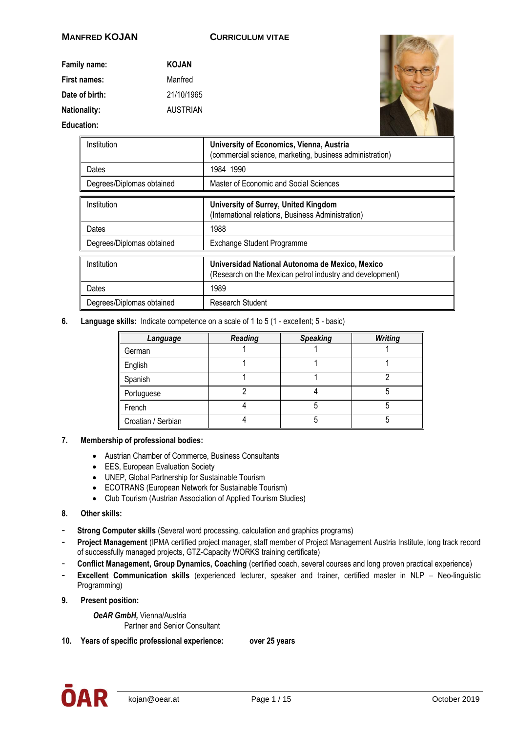**MANFRED KOJAN** **CURRICULUM VITAE**

| | |
|---|---|
| **Family name:** | **KOJAN** |
| **First names:** | Manfred |
| **Date of birth:** | 21/10/1965 |
| **Nationality:** | AUSTRIAN |

**Education:**

| | |
|---|---|
| Institution | **University of Economics, Vienna, Austria**<br>(commercial science, marketing, business administration) |
| Dates | 1984 1990 |
| Degrees/Diplomas obtained | Master of Economic and Social Sciences |

| | |
|---|---|
| Institution | **University of Surrey, United Kingdom**<br>(International relations, Business Administration) |
| Dates | 1988 |
| Degrees/Diplomas obtained | Exchange Student Programme |

| | |
|---|---|
| Institution | **Universidad National Autonoma de Mexico, Mexico**<br>(Research on the Mexican petrol industry and development) |
| Dates | 1989 |
| Degrees/Diplomas obtained | Research Student |

6. **Language skills:** Indicate competence on a scale of 1 to 5 (1 - excellent; 5 - basic)

| ***Language*** | ***Reading*** | ***Speaking*** | ***Writing*** |
|---|---|---|---|
| German | 1 | 1 | 1 |
| English | 1 | 1 | 1 |
| Spanish | 1 | 1 | 2 |
| Portuguese | 2 | 4 | 5 |
| French | 4 | 5 | 5 |
| Croatian / Serbian | 4 | 5 | 5 |

7. **Membership of professional bodies:**

- Austrian Chamber of Commerce, Business Consultants
- EES, European Evaluation Society
- UNEP, Global Partnership for Sustainable Tourism
- ECOTRANS (European Network for Sustainable Tourism)
- Club Tourism (Austrian Association of Applied Tourism Studies)

8. **Other skills:**

- **Strong Computer skills** (Several word processing, calculation and graphics programs)
- **Project Management** (IPMA certified project manager, staff member of Project Management Austria Institute, long track record of successfully managed projects, GTZ-Capacity WORKS training certificate)
- **Conflict Management, Group Dynamics, Coaching** (certified coach, several courses and long proven practical experience)
- **Excellent Communication skills** (experienced lecturer, speaker and trainer, certified master in NLP – Neo-linguistic Programming)

9. **Present position:**

***OeAR GmbH,*** Vienna/Austria
Partner and Senior Consultant

10. **Years of specific professional experience:** **over 25 years**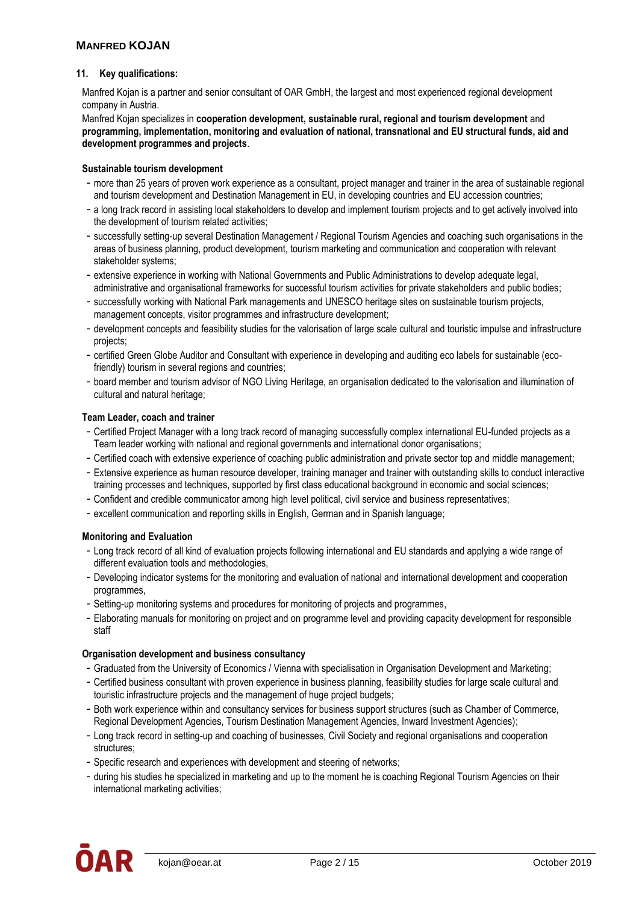## Manfred Kojan

### 11. Key qualifications:

Manfred Kojan is a partner and senior consultant of OAR GmbH, the largest and most experienced regional development company in Austria.

Manfred Kojan specializes in **cooperation development, sustainable rural, regional and tourism development** and **programming, implementation, monitoring and evaluation of national, transnational and EU structural funds, aid and development programmes and projects**.

**Sustainable tourism development**

- more than 25 years of proven work experience as a consultant, project manager and trainer in the area of sustainable regional and tourism development and Destination Management in EU, in developing countries and EU accession countries;
- a long track record in assisting local stakeholders to develop and implement tourism projects and to get actively involved into the development of tourism related activities;
- successfully setting-up several Destination Management / Regional Tourism Agencies and coaching such organisations in the areas of business planning, product development, tourism marketing and communication and cooperation with relevant stakeholder systems;
- extensive experience in working with National Governments and Public Administrations to develop adequate legal, administrative and organisational frameworks for successful tourism activities for private stakeholders and public bodies;
- successfully working with National Park managements and UNESCO heritage sites on sustainable tourism projects, management concepts, visitor programmes and infrastructure development;
- development concepts and feasibility studies for the valorisation of large scale cultural and touristic impulse and infrastructure projects;
- certified Green Globe Auditor and Consultant with experience in developing and auditing eco labels for sustainable (eco-friendly) tourism in several regions and countries;
- board member and tourism advisor of NGO Living Heritage, an organisation dedicated to the valorisation and illumination of cultural and natural heritage;

**Team Leader, coach and trainer**

- Certified Project Manager with a long track record of managing successfully complex international EU-funded projects as a Team leader working with national and regional governments and international donor organisations;
- Certified coach with extensive experience of coaching public administration and private sector top and middle management;
- Extensive experience as human resource developer, training manager and trainer with outstanding skills to conduct interactive training processes and techniques, supported by first class educational background in economic and social sciences;
- Confident and credible communicator among high level political, civil service and business representatives;
- excellent communication and reporting skills in English, German and in Spanish language;

**Monitoring and Evaluation**

- Long track record of all kind of evaluation projects following international and EU standards and applying a wide range of different evaluation tools and methodologies,
- Developing indicator systems for the monitoring and evaluation of national and international development and cooperation programmes,
- Setting-up monitoring systems and procedures for monitoring of projects and programmes,
- Elaborating manuals for monitoring on project and on programme level and providing capacity development for responsible staff

**Organisation development and business consultancy**

- Graduated from the University of Economics / Vienna with specialisation in Organisation Development and Marketing;
- Certified business consultant with proven experience in business planning, feasibility studies for large scale cultural and touristic infrastructure projects and the management of huge project budgets;
- Both work experience within and consultancy services for business support structures (such as Chamber of Commerce, Regional Development Agencies, Tourism Destination Management Agencies, Inward Investment Agencies);
- Long track record in setting-up and coaching of businesses, Civil Society and regional organisations and cooperation structures;
- Specific research and experiences with development and steering of networks;
- during his studies he specialized in marketing and up to the moment he is coaching Regional Tourism Agencies on their international marketing activities;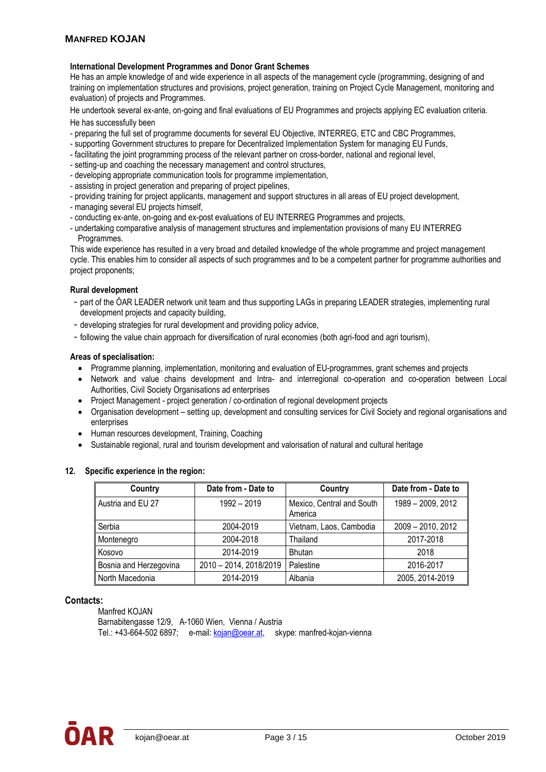#### International Development Programmes and Donor Grant Schemes

He has an ample knowledge of and wide experience in all aspects of the management cycle (programming, designing of and training on implementation structures and provisions, project generation, training on Project Cycle Management, monitoring and evaluation) of projects and Programmes.

He undertook several ex-ante, on-going and final evaluations of EU Programmes and projects applying EC evaluation criteria.

He has successfully been

- preparing the full set of programme documents for several EU Objective, INTERREG, ETC and CBC Programmes,
- supporting Government structures to prepare for Decentralized Implementation System for managing EU Funds,
- facilitating the joint programming process of the relevant partner on cross-border, national and regional level,
- setting-up and coaching the necessary management and control structures,
- developing appropriate communication tools for programme implementation,
- assisting in project generation and preparing of project pipelines,
- providing training for project applicants, management and support structures in all areas of EU project development,
- managing several EU projects himself,
- conducting ex-ante, on-going and ex-post evaluations of EU INTERREG Programmes and projects,
- undertaking comparative analysis of management structures and implementation provisions of many EU INTERREG Programmes.

This wide experience has resulted in a very broad and detailed knowledge of the whole programme and project management cycle. This enables him to consider all aspects of such programmes and to be a competent partner for programme authorities and project proponents;

#### Rural development

- part of the ÖAR LEADER network unit team and thus supporting LAGs in preparing LEADER strategies, implementing rural development projects and capacity building,
- developing strategies for rural development and providing policy advice,
- following the value chain approach for diversification of rural economies (both agri-food and agri tourism),

#### Areas of specialisation:

- Programme planning, implementation, monitoring and evaluation of EU-programmes, grant schemes and projects
- Network and value chains development and Intra- and interregional co-operation and co-operation between Local Authorities, Civil Society Organisations ad enterprises
- Project Management - project generation / co-ordination of regional development projects
- Organisation development – setting up, development and consulting services for Civil Society and regional organisations and enterprises
- Human resources development, Training, Coaching
- Sustainable regional, rural and tourism development and valorisation of natural and cultural heritage

### 12. Specific experience in the region:

| Country | Date from - Date to | Country | Date from - Date to |
|---|---|---|---|
| Austria and EU 27 | 1992 – 2019 | Mexico, Central and South America | 1989 – 2009, 2012 |
| Serbia | 2004-2019 | Vietnam, Laos, Cambodia | 2009 – 2010, 2012 |
| Montenegro | 2004-2018 | Thailand | 2017-2018 |
| Kosovo | 2014-2019 | Bhutan | 2018 |
| Bosnia and Herzegovina | 2010 – 2014, 2018/2019 | Palestine | 2016-2017 |
| North Macedonia | 2014-2019 | Albania | 2005, 2014-2019 |

### Contacts:

Manfred KOJAN
Barnabitengasse 12/9, A-1060 Wien, Vienna / Austria
Tel.: +43-664-502 6897; e-mail: kojan@oear.at, skype: manfred-kojan-vienna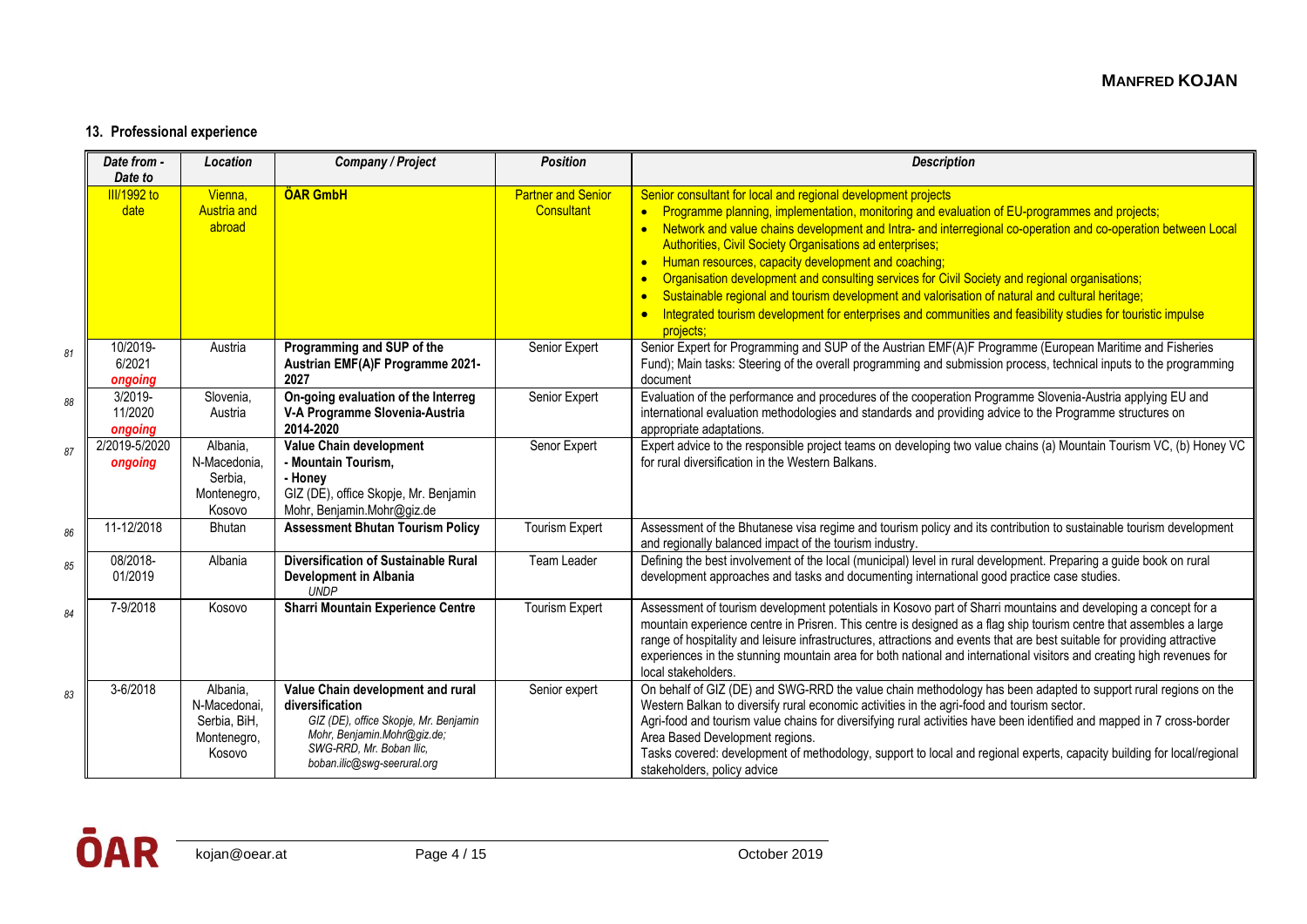## 13. Professional experience

| Date from - Date to | Location | Company / Project | Position | Description |
|---|---|---|---|---|
| III/1992 to date | Vienna, Austria and abroad | **ÖAR GmbH** | Partner and Senior Consultant | Senior consultant for local and regional development projects<br>• Programme planning, implementation, monitoring and evaluation of EU-programmes and projects;<br>• Network and value chains development and Intra- and interregional co-operation and co-operation between Local Authorities, Civil Society Organisations ad enterprises;<br>• Human resources, capacity development and coaching;<br>• Organisation development and consulting services for Civil Society and regional organisations;<br>• Sustainable regional and tourism development and valorisation of natural and cultural heritage;<br>• Integrated tourism development for enterprises and communities and feasibility studies for touristic impulse projects; |
| 10/2019- 6/2021 ***ongoing*** | Austria | **Programming and SUP of the Austrian EMF(A)F Programme 2021-2027** | Senior Expert | Senior Expert for Programming and SUP of the Austrian EMF(A)F Programme (European Maritime and Fisheries Fund); Main tasks: Steering of the overall programming and submission process, technical inputs to the programming document |
| 3/2019- 11/2020 ***ongoing*** | Slovenia, Austria | **On-going evaluation of the Interreg V-A Programme Slovenia-Austria 2014-2020** | Senior Expert | Evaluation of the performance and procedures of the cooperation Programme Slovenia-Austria applying EU and international evaluation methodologies and standards and providing advice to the Programme structures on appropriate adaptations. |
| 2/2019-5/2020 ***ongoing*** | Albania, N-Macedonia, Serbia, Montenegro, Kosovo | **Value Chain development**<br>**- Mountain Tourism,**<br>**- Honey**<br>GIZ (DE), office Skopje, Mr. Benjamin Mohr, Benjamin.Mohr@giz.de | Senor Expert | Expert advice to the responsible project teams on developing two value chains (a) Mountain Tourism VC, (b) Honey VC for rural diversification in the Western Balkans. |
| 11-12/2018 | Bhutan | **Assessment Bhutan Tourism Policy** | Tourism Expert | Assessment of the Bhutanese visa regime and tourism policy and its contribution to sustainable tourism development and regionally balanced impact of the tourism industry. |
| 08/2018- 01/2019 | Albania | **Diversification of Sustainable Rural Development in Albania**<br>*UNDP* | Team Leader | Defining the best involvement of the local (municipal) level in rural development. Preparing a guide book on rural development approaches and tasks and documenting international good practice case studies. |
| 7-9/2018 | Kosovo | **Sharri Mountain Experience Centre** | Tourism Expert | Assessment of tourism development potentials in Kosovo part of Sharri mountains and developing a concept for a mountain experience centre in Prisren. This centre is designed as a flag ship tourism centre that assembles a large range of hospitality and leisure infrastructures, attractions and events that are best suitable for providing attractive experiences in the stunning mountain area for both national and international visitors and creating high revenues for local stakeholders. |
| 3-6/2018 | Albania, N-Macedonai, Serbia, BiH, Montenegro, Kosovo | **Value Chain development and rural diversification**<br>*GIZ (DE), office Skopje, Mr. Benjamin Mohr, Benjamin.Mohr@giz.de; SWG-RRD, Mr. Boban Ilic, boban.ilic@swg-seerural.org* | Senior expert | On behalf of GIZ (DE) and SWG-RRD the value chain methodology has been adapted to support rural regions on the Western Balkan to diversify rural economic activities in the agri-food and tourism sector.<br>Agri-food and tourism value chains for diversifying rural activities have been identified and mapped in 7 cross-border Area Based Development regions.<br>Tasks covered: development of methodology, support to local and regional experts, capacity building for local/regional stakeholders, policy advice |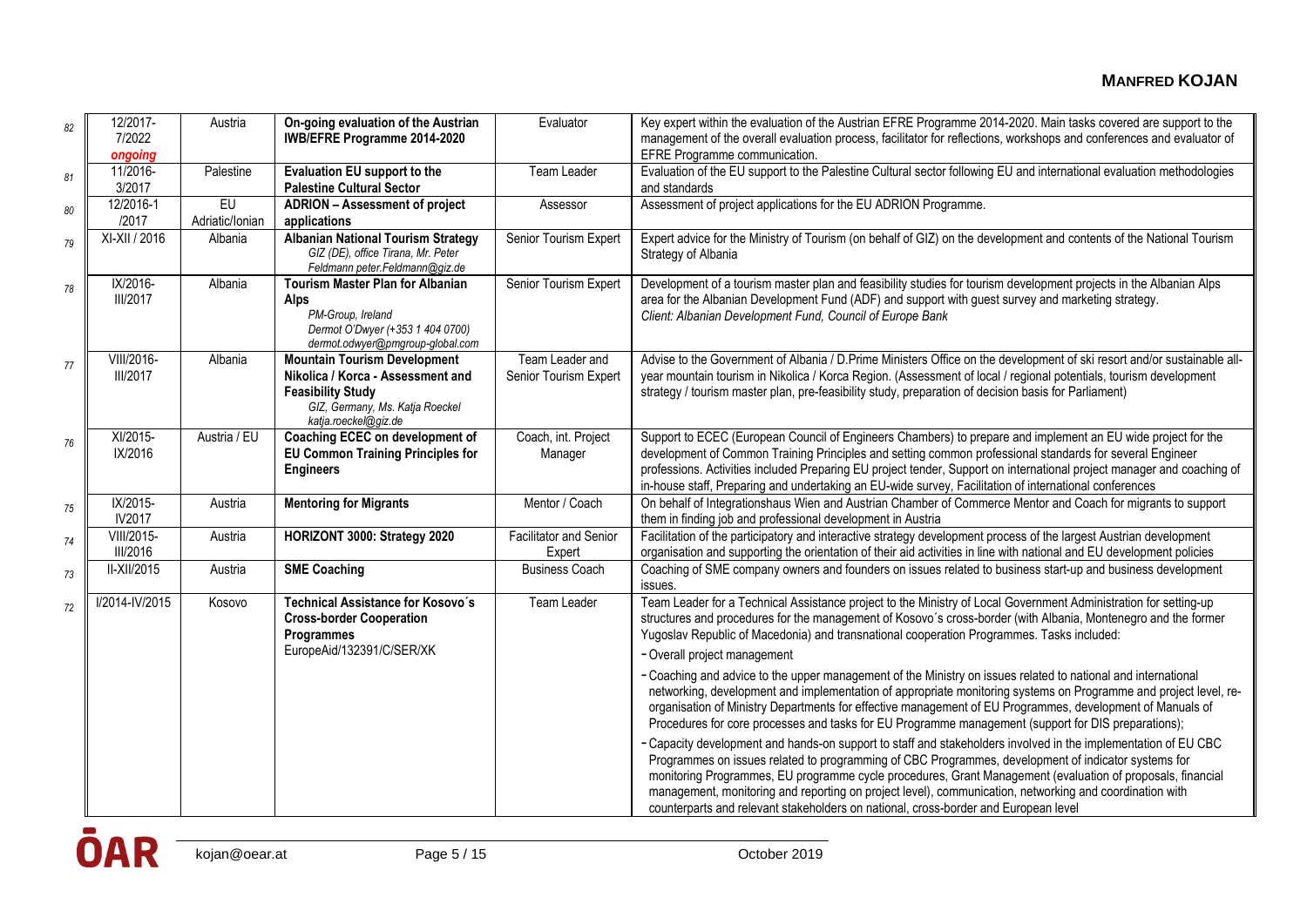| | | | | | |
|---|---|---|---|---|---|
| 82 | 12/2017-7/2022 *ongoing* | Austria | **On-going evaluation of the Austrian IWB/EFRE Programme 2014-2020** | Evaluator | Key expert within the evaluation of the Austrian EFRE Programme 2014-2020. Main tasks covered are support to the management of the overall evaluation process, facilitator for reflections, workshops and conferences and evaluator of EFRE Programme communication. |
| 81 | 11/2016-3/2017 | Palestine | **Evaluation EU support to the Palestine Cultural Sector** | Team Leader | Evaluation of the EU support to the Palestine Cultural sector following EU and international evaluation methodologies and standards |
| 80 | 12/2016-1/2017 | EU Adriatic/Ionian | **ADRION – Assessment of project applications** | Assessor | Assessment of project applications for the EU ADRION Programme. |
| 79 | XI-XII / 2016 | Albania | **Albanian National Tourism Strategy** *GIZ (DE), office Tirana, Mr. Peter Feldmann peter.Feldmann@giz.de* | Senior Tourism Expert | Expert advice for the Ministry of Tourism (on behalf of GIZ) on the development and contents of the National Tourism Strategy of Albania |
| 78 | IX/2016-III/2017 | Albania | **Tourism Master Plan for Albanian Alps** *PM-Group, Ireland Dermot O'Dwyer (+353 1 404 0700) dermot.odwyer@pmgroup-global.com* | Senior Tourism Expert | Development of a tourism master plan and feasibility studies for tourism development projects in the Albanian Alps area for the Albanian Development Fund (ADF) and support with guest survey and marketing strategy. *Client: Albanian Development Fund, Council of Europe Bank* |
| 77 | VIII/2016-III/2017 | Albania | **Mountain Tourism Development Nikolica / Korca - Assessment and Feasibility Study** *GIZ, Germany, Ms. Katja Roeckel katja.roeckel@giz.de* | Team Leader and Senior Tourism Expert | Advise to the Government of Albania / D.Prime Ministers Office on the development of ski resort and/or sustainable all-year mountain tourism in Nikolica / Korca Region. (Assessment of local / regional potentials, tourism development strategy / tourism master plan, pre-feasibility study, preparation of decision basis for Parliament) |
| 76 | XI/2015-IX/2016 | Austria / EU | **Coaching ECEC on development of EU Common Training Principles for Engineers** | Coach, int. Project Manager | Support to ECEC (European Council of Engineers Chambers) to prepare and implement an EU wide project for the development of Common Training Principles and setting common professional standards for several Engineer professions. Activities included Preparing EU project tender, Support on international project manager and coaching of in-house staff, Preparing and undertaking an EU-wide survey, Facilitation of international conferences |
| 75 | IX/2015-IV2017 | Austria | **Mentoring for Migrants** | Mentor / Coach | On behalf of Integrationshaus Wien and Austrian Chamber of Commerce Mentor and Coach for migrants to support them in finding job and professional development in Austria |
| 74 | VIII/2015-III/2016 | Austria | **HORIZONT 3000: Strategy 2020** | Facilitator and Senior Expert | Facilitation of the participatory and interactive strategy development process of the largest Austrian development organisation and supporting the orientation of their aid activities in line with national and EU development policies |
| 73 | II-XII/2015 | Austria | **SME Coaching** | Business Coach | Coaching of SME company owners and founders on issues related to business start-up and business development issues. |
| 72 | I/2014-IV/2015 | Kosovo | **Technical Assistance for Kosovo´s Cross-border Cooperation Programmes** EuropeAid/132391/C/SER/XK | Team Leader | Team Leader for a Technical Assistance project to the Ministry of Local Government Administration for setting-up structures and procedures for the management of Kosovo´s cross-border (with Albania, Montenegro and the former Yugoslav Republic of Macedonia) and transnational cooperation Programmes. Tasks included:<br>- Overall project management<br>- Coaching and advice to the upper management of the Ministry on issues related to national and international networking, development and implementation of appropriate monitoring systems on Programme and project level, re-organisation of Ministry Departments for effective management of EU Programmes, development of Manuals of Procedures for core processes and tasks for EU Programme management (support for DIS preparations);<br>- Capacity development and hands-on support to staff and stakeholders involved in the implementation of EU CBC Programmes on issues related to programming of CBC Programmes, development of indicator systems for monitoring Programmes, EU programme cycle procedures, Grant Management (evaluation of proposals, financial management, monitoring and reporting on project level), communication, networking and coordination with counterparts and relevant stakeholders on national, cross-border and European level |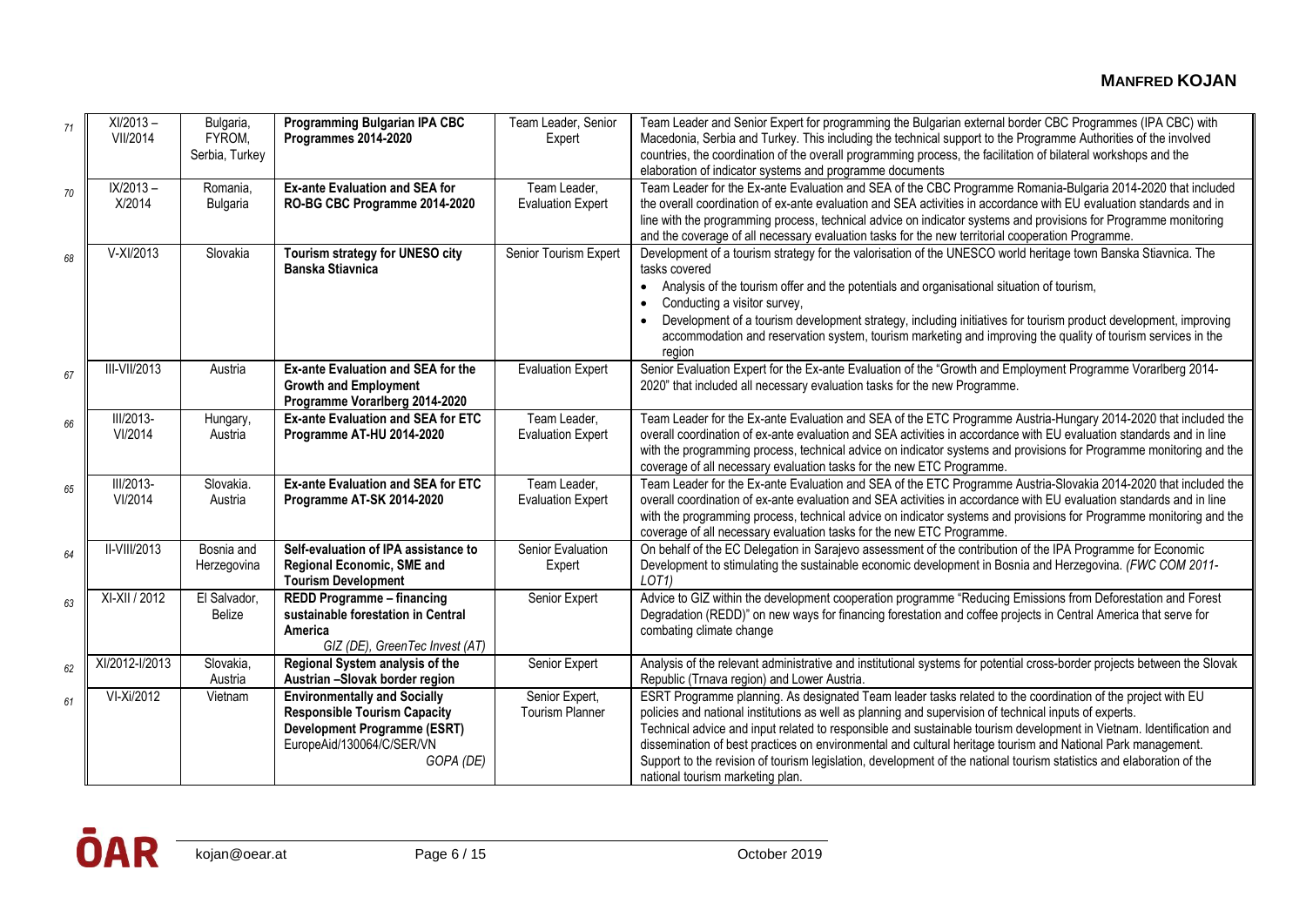| | | | | | |
|---|---|---|---|---|---|
| 71 | XI/2013 – VII/2014 | Bulgaria, FYROM, Serbia, Turkey | **Programming Bulgarian IPA CBC Programmes 2014-2020** | Team Leader, Senior Expert | Team Leader and Senior Expert for programming the Bulgarian external border CBC Programmes (IPA CBC) with Macedonia, Serbia and Turkey. This including the technical support to the Programme Authorities of the involved countries, the coordination of the overall programming process, the facilitation of bilateral workshops and the elaboration of indicator systems and programme documents |
| 70 | IX/2013 – X/2014 | Romania, Bulgaria | **Ex-ante Evaluation and SEA for RO-BG CBC Programme 2014-2020** | Team Leader, Evaluation Expert | Team Leader for the Ex-ante Evaluation and SEA of the CBC Programme Romania-Bulgaria 2014-2020 that included the overall coordination of ex-ante evaluation and SEA activities in accordance with EU evaluation standards and in line with the programming process, technical advice on indicator systems and provisions for Programme monitoring and the coverage of all necessary evaluation tasks for the new territorial cooperation Programme. |
| 68 | V-XI/2013 | Slovakia | **Tourism strategy for UNESO city Banska Stiavnica** | Senior Tourism Expert | Development of a tourism strategy for the valorisation of the UNESCO world heritage town Banska Stiavnica. The tasks covered<br>• Analysis of the tourism offer and the potentials and organisational situation of tourism,<br>• Conducting a visitor survey,<br>• Development of a tourism development strategy, including initiatives for tourism product development, improving accommodation and reservation system, tourism marketing and improving the quality of tourism services in the region |
| 67 | III-VII/2013 | Austria | **Ex-ante Evaluation and SEA for the Growth and Employment Programme Vorarlberg 2014-2020** | Evaluation Expert | Senior Evaluation Expert for the Ex-ante Evaluation of the "Growth and Employment Programme Vorarlberg 2014-2020" that included all necessary evaluation tasks for the new Programme. |
| 66 | III/2013-VI/2014 | Hungary, Austria | **Ex-ante Evaluation and SEA for ETC Programme AT-HU 2014-2020** | Team Leader, Evaluation Expert | Team Leader for the Ex-ante Evaluation and SEA of the ETC Programme Austria-Hungary 2014-2020 that included the overall coordination of ex-ante evaluation and SEA activities in accordance with EU evaluation standards and in line with the programming process, technical advice on indicator systems and provisions for Programme monitoring and the coverage of all necessary evaluation tasks for the new ETC Programme. |
| 65 | III/2013-VI/2014 | Slovakia. Austria | **Ex-ante Evaluation and SEA for ETC Programme AT-SK 2014-2020** | Team Leader, Evaluation Expert | Team Leader for the Ex-ante Evaluation and SEA of the ETC Programme Austria-Slovakia 2014-2020 that included the overall coordination of ex-ante evaluation and SEA activities in accordance with EU evaluation standards and in line with the programming process, technical advice on indicator systems and provisions for Programme monitoring and the coverage of all necessary evaluation tasks for the new ETC Programme. |
| 64 | II-VIII/2013 | Bosnia and Herzegovina | **Self-evaluation of IPA assistance to Regional Economic, SME and Tourism Development** | Senior Evaluation Expert | On behalf of the EC Delegation in Sarajevo assessment of the contribution of the IPA Programme for Economic Development to stimulating the sustainable economic development in Bosnia and Herzegovina. *(FWC COM 2011-LOT1)* |
| 63 | XI-XII / 2012 | El Salvador, Belize | **REDD Programme – financing sustainable forestation in Central America**<br>*GIZ (DE), GreenTec Invest (AT)* | Senior Expert | Advice to GIZ within the development cooperation programme "Reducing Emissions from Deforestation and Forest Degradation (REDD)" on new ways for financing forestation and coffee projects in Central America that serve for combating climate change |
| 62 | XI/2012-I/2013 | Slovakia, Austria | **Regional System analysis of the Austrian –Slovak border region** | Senior Expert | Analysis of the relevant administrative and institutional systems for potential cross-border projects between the Slovak Republic (Trnava region) and Lower Austria. |
| 61 | VI-Xi/2012 | Vietnam | **Environmentally and Socially Responsible Tourism Capacity Development Programme (ESRT)**<br>EuropeAid/130064/C/SER/VN<br>GOPA (DE) | Senior Expert, Tourism Planner | ESRT Programme planning. As designated Team leader tasks related to the coordination of the project with EU policies and national institutions as well as planning and supervision of technical inputs of experts.<br>Technical advice and input related to responsible and sustainable tourism development in Vietnam. Identification and dissemination of best practices on environmental and cultural heritage tourism and National Park management.<br>Support to the revision of tourism legislation, development of the national tourism statistics and elaboration of the national tourism marketing plan. |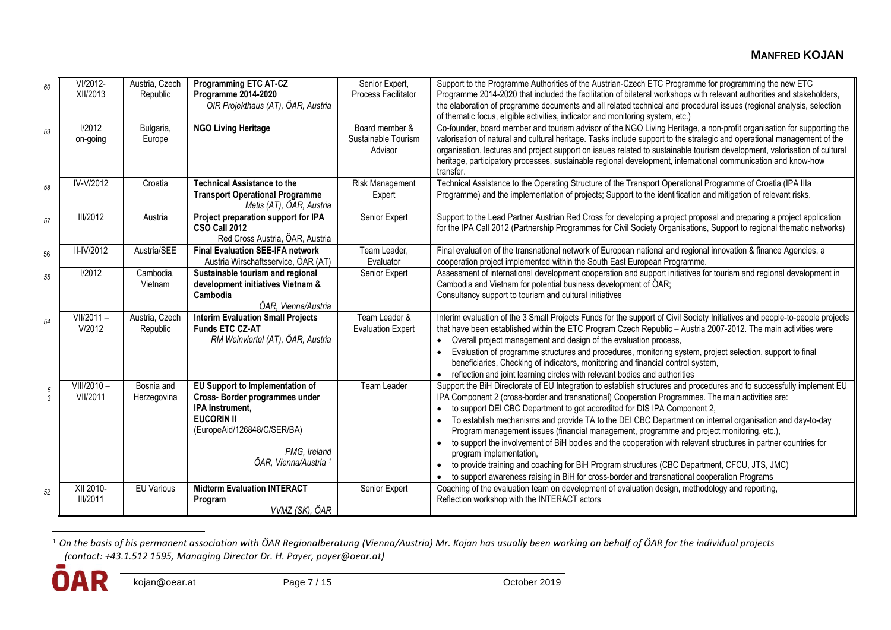| | | | | | |
|---|---|---|---|---|---|
| 60 | VI/2012-XII/2013 | Austria, Czech Republic | **Programming ETC AT-CZ Programme 2014-2020** *OIR Projekthaus (AT), ÖAR, Austria* | Senior Expert, Process Facilitator | Support to the Programme Authorities of the Austrian-Czech ETC Programme for programming the new ETC Programme 2014-2020 that included the facilitation of bilateral workshops with relevant authorities and stakeholders, the elaboration of programme documents and all related technical and procedural issues (regional analysis, selection of thematic focus, eligible activities, indicator and monitoring system, etc.) |
| 59 | I/2012 on-going | Bulgaria, Europe | **NGO Living Heritage** | Board member & Sustainable Tourism Advisor | Co-founder, board member and tourism advisor of the NGO Living Heritage, a non-profit organisation for supporting the valorisation of natural and cultural heritage. Tasks include support to the strategic and operational management of the organisation, lectures and project support on issues related to sustainable tourism development, valorisation of cultural heritage, participatory processes, sustainable regional development, international communication and know-how transfer. |
| 58 | IV-V/2012 | Croatia | **Technical Assistance to the Transport Operational Programme** *Metis (AT), ÖAR, Austria* | Risk Management Expert | Technical Assistance to the Operating Structure of the Transport Operational Programme of Croatia (IPA IIIa Programme) and the implementation of projects; Support to the identification and mitigation of relevant risks. |
| 57 | III/2012 | Austria | **Project preparation support for IPA CSO Call 2012** Red Cross Austria, ÖAR, Austria | Senior Expert | Support to the Lead Partner Austrian Red Cross for developing a project proposal and preparing a project application for the IPA Call 2012 (Partnership Programmes for Civil Society Organisations, Support to regional thematic networks) |
| 56 | II-IV/2012 | Austria/SEE | **Final Evaluation SEE-IFA network** Austria Wirschaftsservice, ÖAR (AT) | Team Leader, Evaluator | Final evaluation of the transnational network of European national and regional innovation & finance Agencies, a cooperation project implemented within the South East European Programme. |
| 55 | I/2012 | Cambodia, Vietnam | **Sustainable tourism and regional development initiatives Vietnam & Cambodia** *ÖAR, Vienna/Austria* | Senior Expert | Assessment of international development cooperation and support initiatives for tourism and regional development in Cambodia and Vietnam for potential business development of ÖAR; Consultancy support to tourism and cultural initiatives |
| 54 | VII/2011 – V/2012 | Austria, Czech Republic | **Interim Evaluation Small Projects Funds ETC CZ-AT** *RM Weinviertel (AT), ÖAR, Austria* | Team Leader & Evaluation Expert | Interim evaluation of the 3 Small Projects Funds for the support of Civil Society Initiatives and people-to-people projects that have been established within the ETC Program Czech Republic – Austria 2007-2012. The main activities were<br>• Overall project management and design of the evaluation process,<br>• Evaluation of programme structures and procedures, monitoring system, project selection, support to final beneficiaries, Checking of indicators, monitoring and financial control system,<br>• reflection and joint learning circles with relevant bodies and authorities |
| 53 | VIII/2010 – VII/2011 | Bosnia and Herzegovina | **EU Support to Implementation of Cross- Border programmes under IPA Instrument, EUCORIN II** (EuropeAid/126848/C/SER/BA) *PMG, Ireland* *ÖAR, Vienna/Austria* [1] | Team Leader | Support the BiH Directorate of EU Integration to establish structures and procedures and to successfully implement EU IPA Component 2 (cross-border and transnational) Cooperation Programmes. The main activities are:<br>• to support DEI CBC Department to get accredited for DIS IPA Component 2,<br>• To establish mechanisms and provide TA to the DEI CBC Department on internal organisation and day-to-day Program management issues (financial management, programme and project monitoring, etc.),<br>• to support the involvement of BiH bodies and the cooperation with relevant structures in partner countries for program implementation,<br>• to provide training and coaching for BiH Program structures (CBC Department, CFCU, JTS, JMC)<br>• to support awareness raising in BiH for cross-border and transnational cooperation Programs |
| 52 | XII 2010- III/2011 | EU Various | **Midterm Evaluation INTERACT Program** *VVMZ (SK), ÖAR* | Senior Expert | Coaching of the evaluation team on development of evaluation design, methodology and reporting, Reflection workshop with the INTERACT actors |

[1] *On the basis of his permanent association with ÖAR Regionalberatung (Vienna/Austria) Mr. Kojan has usually been working on behalf of ÖAR for the individual projects (contact: +43.1.512 1595, Managing Director Dr. H. Payer, payer@oear.at)*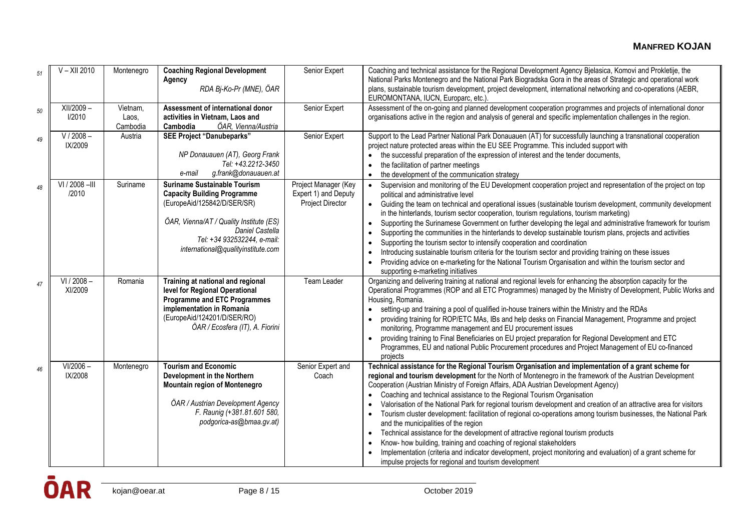| | | | | | |
|---|---|---|---|---|---|
| 51 | V – XII 2010 | Montenegro | **Coaching Regional Development Agency**<br>*RDA Bj-Ko-Pr (MNE), ÖAR* | Senior Expert | Coaching and technical assistance for the Regional Development Agency Bjelasica, Komovi and Prokletije, the National Parks Montenegro and the National Park Biogradska Gora in the areas of Strategic and operational work plans, sustainable tourism development, project development, international networking and co-operations (AEBR, EUROMONTANA, IUCN, Europarc, etc.). |
| 50 | XII/2009 – I/2010 | Vietnam, Laos, Cambodia | **Assessment of international donor activities in Vietnam, Laos and Cambodia** *ÖAR, Vienna/Austria* | Senior Expert | Assessment of the on-going and planned development cooperation programmes and projects of international donor organisations active in the region and analysis of general and specific implementation challenges in the region. |
| 49 | V / 2008 – IX/2009 | Austria | **SEE Project "Danubeparks"**<br>*NP Donauauen (AT), Georg Frank*<br>*Tel: +43.2212-3450*<br>*e-mail g.frank@donauauen.at* | Senior Expert | Support to the Lead Partner National Park Donauauen (AT) for successfully launching a transnational cooperation project nature protected areas within the EU SEE Programme. This included support with<br>• the successful preparation of the expression of interest and the tender documents,<br>• the facilitation of partner meetings<br>• the development of the communication strategy |
| 48 | VI / 2008 –III /2010 | Suriname | **Suriname Sustainable Tourism Capacity Building Programme**<br>(EuropeAid/125842/D/SER/SR)<br>*ÖAR, Vienna/AT / Quality Institute (ES)*<br>*Daniel Castella*<br>*Tel: +34 932532244, e-mail: international@qualityinstitute.com* | Project Manager (Key Expert 1) and Deputy Project Director | • Supervision and monitoring of the EU Development cooperation project and representation of the project on top political and administrative level<br>• Guiding the team on technical and operational issues (sustainable tourism development, community development in the hinterlands, tourism sector cooperation, tourism regulations, tourism marketing)<br>• Supporting the Surinamese Government on further developing the legal and administrative framework for tourism<br>• Supporting the communities in the hinterlands to develop sustainable tourism plans, projects and activities<br>• Supporting the tourism sector to intensify cooperation and coordination<br>• Introducing sustainable tourism criteria for the tourism sector and providing training on these issues<br>• Providing advice on e-marketing for the National Tourism Organisation and within the tourism sector and supporting e-marketing initiatives |
| 47 | VI / 2008 – XI/2009 | Romania | **Training at national and regional level for Regional Operational Programme and ETC Programmes implementation in Romania**<br>(EuropeAid/124201/D/SER/RO)<br>*ÖAR / Ecosfera (IT), A. Fiorini* | Team Leader | Organizing and delivering training at national and regional levels for enhancing the absorption capacity for the Operational Programmes (ROP and all ETC Programmes) managed by the Ministry of Development, Public Works and Housing, Romania.<br>• setting-up and training a pool of qualified in-house trainers within the Ministry and the RDAs<br>• providing training for ROP/ETC MAs, IBs and help desks on Financial Management, Programme and project monitoring, Programme management and EU procurement issues<br>• providing training to Final Beneficiaries on EU project preparation for Regional Development and ETC Programmes, EU and national Public Procurement procedures and Project Management of EU co-financed projects |
| 46 | VI/2006 – IX/2008 | Montenegro | **Tourism and Economic Development in the Northern Mountain region of Montenegro**<br>*ÖAR / Austrian Development Agency*<br>*F. Raunig (+381.81.601 580, podgorica-as@bmaa.gv.at)* | Senior Expert and Coach | **Technical assistance for the Regional Tourism Organisation and implementation of a grant scheme for regional and tourism development** for the North of Montenegro in the framework of the Austrian Development Cooperation (Austrian Ministry of Foreign Affairs, ADA Austrian Development Agency)<br>• Coaching and technical assistance to the Regional Tourism Organisation<br>• Valorisation of the National Park for regional tourism development and creation of an attractive area for visitors<br>• Tourism cluster development: facilitation of regional co-operations among tourism businesses, the National Park and the municipalities of the region<br>• Technical assistance for the development of attractive regional tourism products<br>• Know- how building, training and coaching of regional stakeholders<br>• Implementation (criteria and indicator development, project monitoring and evaluation) of a grant scheme for impulse projects for regional and tourism development |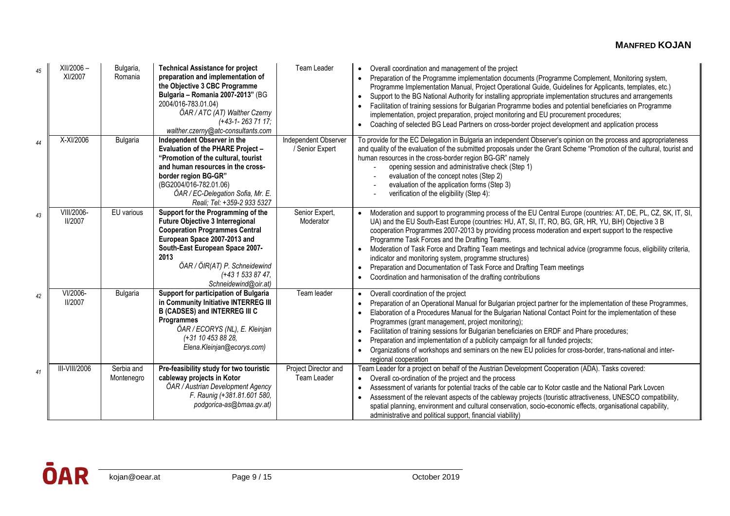| | | | | | |
|---|---|---|---|---|---|
| 45 | XII/2006 – XI/2007 | Bulgaria, Romania | **Technical Assistance for project preparation and implementation of the Objective 3 CBC Programme Bulgaria – Romania 2007-2013"** (BG 2004/016-783.01.04) *ÖAR / ATC (AT) Walther Czerny (+43-1- 263 71 17; walther.czerny@atc-consultants.com* | Team Leader | • Overall coordination and management of the project<br>• Preparation of the Programme implementation documents (Programme Complement, Monitoring system, Programme Implementation Manual, Project Operational Guide, Guidelines for Applicants, templates, etc.)<br>• Support to the BG National Authority for installing appropriate implementation structures and arrangements<br>• Facilitation of training sessions for Bulgarian Programme bodies and potential beneficiaries on Programme implementation, project preparation, project monitoring and EU procurement procedures;<br>• Coaching of selected BG Lead Partners on cross-border project development and application process |
| 44 | X-XI/2006 | Bulgaria | **Independent Observer in the Evaluation of the PHARE Project – "Promotion of the cultural, tourist and human resources in the cross-border region BG-GR"** (BG2004/016-782.01.06) *ÖAR / EC-Delegation Sofia, Mr. E. Reali; Tel: +359-2 933 5327* | Independent Observer / Senior Expert | To provide for the EC Delegation in Bulgaria an independent Observer's opinion on the process and appropriateness and quality of the evaluation of the submitted proposals under the Grant Scheme "Promotion of the cultural, tourist and human resources in the cross-border region BG-GR" namely<br>- opening session and administrative check (Step 1)<br>- evaluation of the concept notes (Step 2)<br>- evaluation of the application forms (Step 3)<br>- verification of the eligibility (Step 4): |
| 43 | VIII/2006-II/2007 | EU various | **Support for the Programming of the Future Objective 3 Interregional Cooperation Programmes Central European Space 2007-2013 and South-East European Space 2007-2013** *ÖAR / ÖIR(AT) P. Schneidewind (+43 1 533 87 47, Schneidewind@oir.at)* | Senior Expert, Moderator | • Moderation and support to programming process of the EU Central Europe (countries: AT, DE, PL, CZ, SK, IT, SI, UA) and the EU South-East Europe (countries: HU, AT, SI, IT, RO, BG, GR, HR, YU, BiH) Objective 3 B cooperation Programmes 2007-2013 by providing process moderation and expert support to the respective Programme Task Forces and the Drafting Teams.<br>• Moderation of Task Force and Drafting Team meetings and technical advice (programme focus, eligibility criteria, indicator and monitoring system, programme structures)<br>• Preparation and Documentation of Task Force and Drafting Team meetings<br>• Coordination and harmonisation of the drafting contributions |
| 42 | VI/2006-II/2007 | Bulgaria | **Support for participation of Bulgaria in Community Initiative INTERREG III B (CADSES) and INTERREG III C Programmes** *ÖAR / ECORYS (NL), E. Kleinjan (+31 10 453 88 28, Elena.Kleinjan@ecorys.com)* | Team leader | • Overall coordination of the project<br>• Preparation of an Operational Manual for Bulgarian project partner for the implementation of these Programmes,<br>• Elaboration of a Procedures Manual for the Bulgarian National Contact Point for the implementation of these Programmes (grant management, project monitoring);<br>• Facilitation of training sessions for Bulgarian beneficiaries on ERDF and Phare procedures;<br>• Preparation and implementation of a publicity campaign for all funded projects;<br>• Organizations of workshops and seminars on the new EU policies for cross-border, trans-national and inter-regional cooperation |
| 41 | III-VIII/2006 | Serbia and Montenegro | **Pre-feasibility study for two touristic cableway projects in Kotor** *ÖAR / Austrian Development Agency F. Raunig (+381.81.601 580, podgorica-as@bmaa.gv.at)* | Project Director and Team Leader | Team Leader for a project on behalf of the Austrian Development Cooperation (ADA). Tasks covered:<br>• Overall co-ordination of the project and the process<br>• Assessment of variants for potential tracks of the cable car to Kotor castle and the National Park Lovcen<br>• Assessment of the relevant aspects of the cableway projects (touristic attractiveness, UNESCO compatibility, spatial planning, environment and cultural conservation, socio-economic effects, organisational capability, administrative and political support, financial viability) |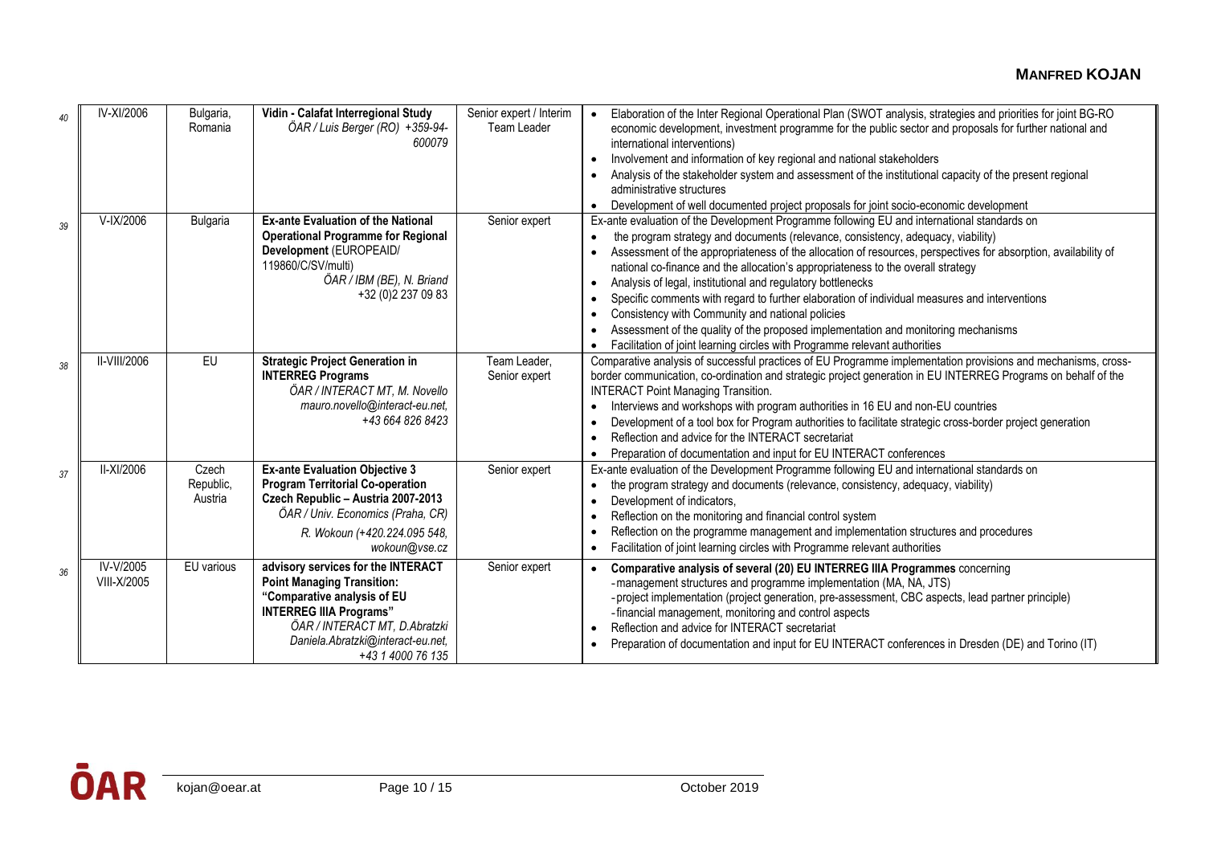| | | | | | |
|---|---|---|---|---|---|
| 40 | IV-XI/2006 | Bulgaria, Romania | **Vidin - Calafat Interregional Study**<br>*ÖAR / Luis Berger (RO) +359-94-600079* | Senior expert / Interim Team Leader | • Elaboration of the Inter Regional Operational Plan (SWOT analysis, strategies and priorities for joint BG-RO economic development, investment programme for the public sector and proposals for further national and international interventions)<br>• Involvement and information of key regional and national stakeholders<br>• Analysis of the stakeholder system and assessment of the institutional capacity of the present regional administrative structures<br>• Development of well documented project proposals for joint socio-economic development |
| 39 | V-IX/2006 | Bulgaria | **Ex-ante Evaluation of the National Operational Programme for Regional Development** (EUROPEAID/ 119860/C/SV/multi)<br>*ÖAR / IBM (BE), N. Briand* +32 (0)2 237 09 83 | Senior expert | Ex-ante evaluation of the Development Programme following EU and international standards on<br>• the program strategy and documents (relevance, consistency, adequacy, viability)<br>• Assessment of the appropriateness of the allocation of resources, perspectives for absorption, availability of national co-finance and the allocation's appropriateness to the overall strategy<br>• Analysis of legal, institutional and regulatory bottlenecks<br>• Specific comments with regard to further elaboration of individual measures and interventions<br>• Consistency with Community and national policies<br>• Assessment of the quality of the proposed implementation and monitoring mechanisms<br>• Facilitation of joint learning circles with Programme relevant authorities |
| 38 | II-VIII/2006 | EU | **Strategic Project Generation in INTERREG Programs**<br>*ÖAR / INTERACT MT, M. Novello mauro.novello@interact-eu.net, +43 664 826 8423* | Team Leader, Senior expert | Comparative analysis of successful practices of EU Programme implementation provisions and mechanisms, cross-border communication, co-ordination and strategic project generation in EU INTERREG Programs on behalf of the INTERACT Point Managing Transition.<br>• Interviews and workshops with program authorities in 16 EU and non-EU countries<br>• Development of a tool box for Program authorities to facilitate strategic cross-border project generation<br>• Reflection and advice for the INTERACT secretariat<br>• Preparation of documentation and input for EU INTERACT conferences |
| 37 | II-XI/2006 | Czech Republic, Austria | **Ex-ante Evaluation Objective 3 Program Territorial Co-operation Czech Republic – Austria 2007-2013**<br>*ÖAR / Univ. Economics (Praha, CR)*<br>*R. Wokoun (+420.224.095 548, wokoun@vse.cz* | Senior expert | Ex-ante evaluation of the Development Programme following EU and international standards on<br>• the program strategy and documents (relevance, consistency, adequacy, viability)<br>• Development of indicators,<br>• Reflection on the monitoring and financial control system<br>• Reflection on the programme management and implementation structures and procedures<br>• Facilitation of joint learning circles with Programme relevant authorities |
| 36 | IV-V/2005<br>VIII-X/2005 | EU various | **advisory services for the INTERACT Point Managing Transition: "Comparative analysis of EU INTERREG IIIA Programs"**<br>*ÖAR / INTERACT MT, D.Abratzki Daniela.Abratzki@interact-eu.net, +43 1 4000 76 135* | Senior expert | • **Comparative analysis of several (20) EU INTERREG IIIA Programmes** concerning<br>- management structures and programme implementation (MA, NA, JTS)<br>- project implementation (project generation, pre-assessment, CBC aspects, lead partner principle)<br>- financial management, monitoring and control aspects<br>• Reflection and advice for INTERACT secretariat<br>• Preparation of documentation and input for EU INTERACT conferences in Dresden (DE) and Torino (IT) |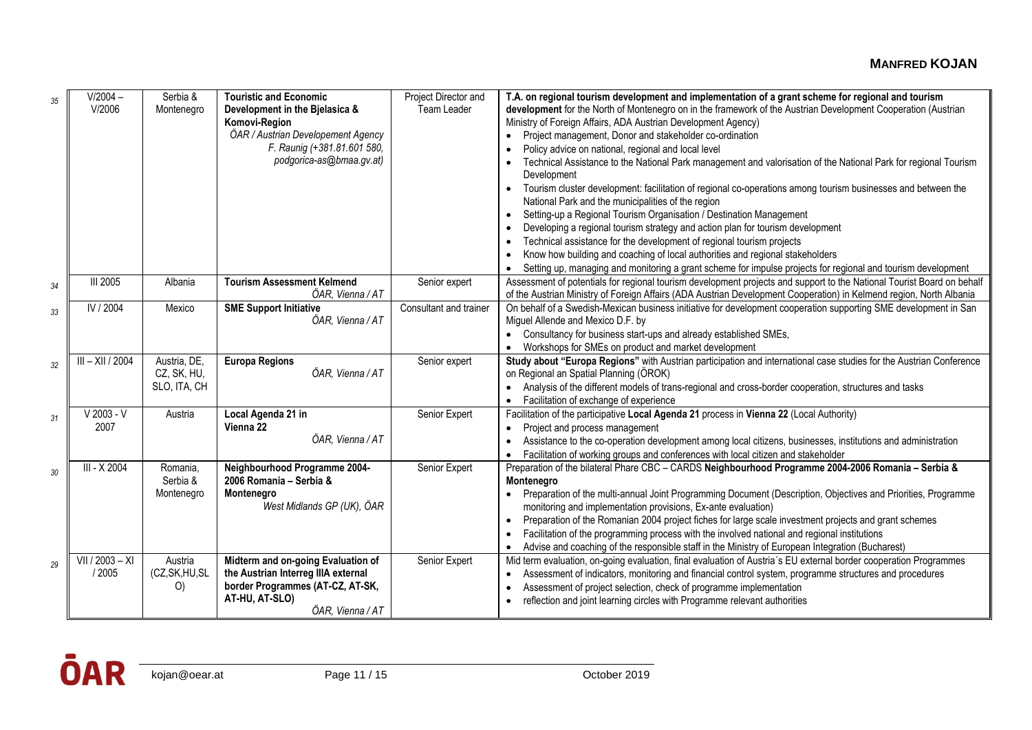| | | | | | |
|---|---|---|---|---|---|
| 35 | V/2004 – V/2006 | Serbia & Montenegro | **Touristic and Economic Development in the Bjelasica & Komovi-Region** *ÖAR / Austrian Developement Agency F. Raunig (+381.81.601 580, podgorica-as@bmaa.gv.at)* | Project Director and Team Leader | **T.A. on regional tourism development and implementation of a grant scheme for regional and tourism development** for the North of Montenegro on in the framework of the Austrian Development Cooperation (Austrian Ministry of Foreign Affairs, ADA Austrian Development Agency)<br>• Project management, Donor and stakeholder co-ordination<br>• Policy advice on national, regional and local level<br>• Technical Assistance to the National Park management and valorisation of the National Park for regional Tourism Development<br>• Tourism cluster development: facilitation of regional co-operations among tourism businesses and between the National Park and the municipalities of the region<br>• Setting-up a Regional Tourism Organisation / Destination Management<br>• Developing a regional tourism strategy and action plan for tourism development<br>• Technical assistance for the development of regional tourism projects<br>• Know how building and coaching of local authorities and regional stakeholders<br>• Setting up, managing and monitoring a grant scheme for impulse projects for regional and tourism development |
| 34 | III 2005 | Albania | **Tourism Assessment Kelmend** *ÖAR, Vienna / AT* | Senior expert | Assessment of potentials for regional tourism development projects and support to the National Tourist Board on behalf of the Austrian Ministry of Foreign Affairs (ADA Austrian Development Cooperation) in Kelmend region, North Albania |
| 33 | IV / 2004 | Mexico | **SME Support Initiative** *ÖAR, Vienna / AT* | Consultant and trainer | On behalf of a Swedish-Mexican business initiative for development cooperation supporting SME development in San Miguel Allende and Mexico D.F. by<br>• Consultancy for business start-ups and already established SMEs,<br>• Workshops for SMEs on product and market development |
| 32 | III – XII / 2004 | Austria, DE, CZ, SK, HU, SLO, ITA, CH | **Europa Regions** *ÖAR, Vienna / AT* | Senior expert | **Study about "Europa Regions"** with Austrian participation and international case studies for the Austrian Conference on Regional an Spatial Planning (ÖROK)<br>• Analysis of the different models of trans-regional and cross-border cooperation, structures and tasks<br>• Facilitation of exchange of experience |
| 31 | V 2003 - V 2007 | Austria | **Local Agenda 21 in Vienna 22** *ÖAR, Vienna / AT* | Senior Expert | Facilitation of the participative **Local Agenda 21** process in **Vienna 22** (Local Authority)<br>• Project and process management<br>• Assistance to the co-operation development among local citizens, businesses, institutions and administration<br>• Facilitation of working groups and conferences with local citizen and stakeholder |
| 30 | III - X 2004 | Romania, Serbia & Montenegro | **Neighbourhood Programme 2004-2006 Romania – Serbia & Montenegro** *West Midlands GP (UK), ÖAR* | Senior Expert | Preparation of the bilateral Phare CBC – CARDS **Neighbourhood Programme 2004-2006 Romania – Serbia & Montenegro**<br>• Preparation of the multi-annual Joint Programming Document (Description, Objectives and Priorities, Programme monitoring and implementation provisions, Ex-ante evaluation)<br>• Preparation of the Romanian 2004 project fiches for large scale investment projects and grant schemes<br>• Facilitation of the programming process with the involved national and regional institutions<br>• Advise and coaching of the responsible staff in the Ministry of European Integration (Bucharest) |
| 29 | VII / 2003 – XI / 2005 | Austria (CZ,SK,HU,SLO) | **Midterm and on-going Evaluation of the Austrian Interreg IIIA external border Programmes (AT-CZ, AT-SK, AT-HU, AT-SLO)** *ÖAR, Vienna / AT* | Senior Expert | Mid term evaluation, on-going evaluation, final evaluation of Austria´s EU external border cooperation Programmes<br>• Assessment of indicators, monitoring and financial control system, programme structures and procedures<br>• Assessment of project selection, check of programme implementation<br>• reflection and joint learning circles with Programme relevant authorities |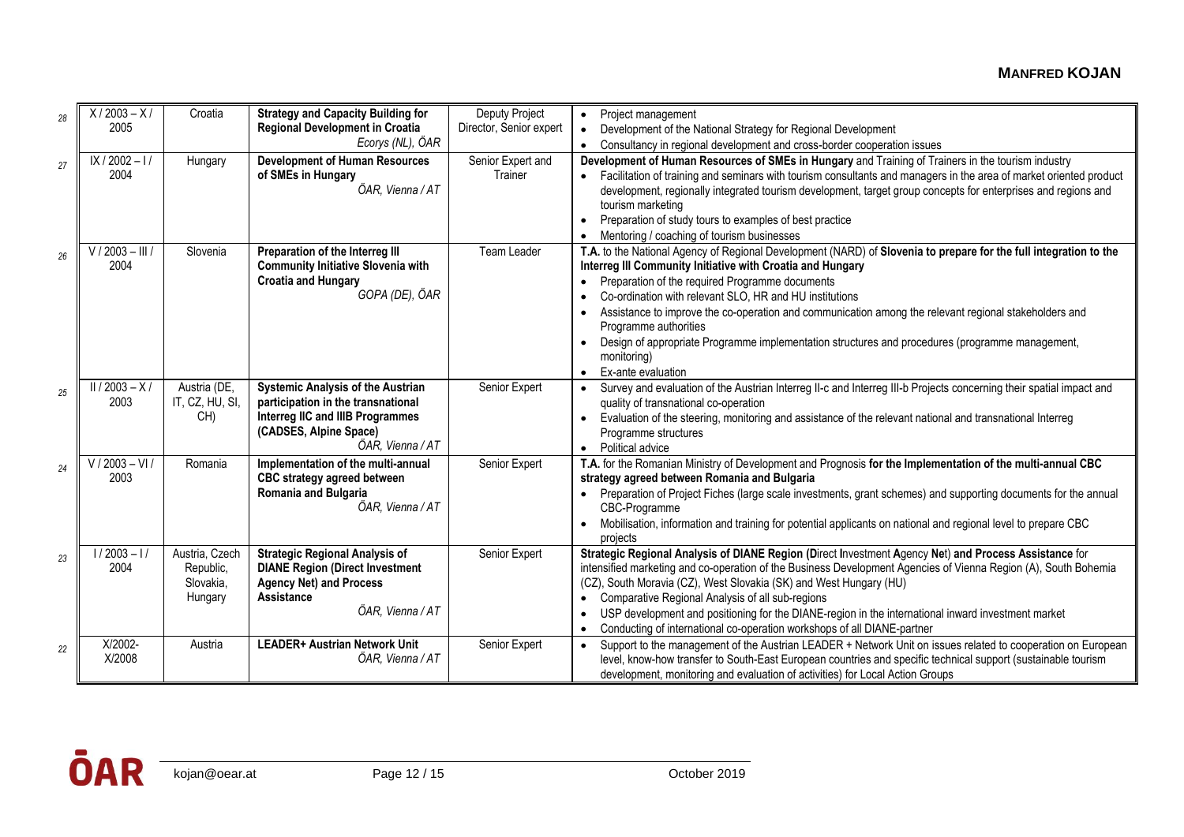| | | | | | |
|---|---|---|---|---|---|
| 28 | X / 2003 – X / 2005 | Croatia | **Strategy and Capacity Building for Regional Development in Croatia** *Ecorys (NL), ÖAR* | Deputy Project Director, Senior expert | • Project management<br>• Development of the National Strategy for Regional Development<br>• Consultancy in regional development and cross-border cooperation issues |
| 27 | IX / 2002 – I / 2004 | Hungary | **Development of Human Resources of SMEs in Hungary** *ÖAR, Vienna / AT* | Senior Expert and Trainer | **Development of Human Resources of SMEs in Hungary** and Training of Trainers in the tourism industry<br>• Facilitation of training and seminars with tourism consultants and managers in the area of market oriented product development, regionally integrated tourism development, target group concepts for enterprises and regions and tourism marketing<br>• Preparation of study tours to examples of best practice<br>• Mentoring / coaching of tourism businesses |
| 26 | V / 2003 – III / 2004 | Slovenia | **Preparation of the Interreg III Community Initiative Slovenia with Croatia and Hungary** *GOPA (DE), ÖAR* | Team Leader | **T.A.** to the National Agency of Regional Development (NARD) of **Slovenia to prepare for the full integration to the Interreg III Community Initiative with Croatia and Hungary**<br>• Preparation of the required Programme documents<br>• Co-ordination with relevant SLO, HR and HU institutions<br>• Assistance to improve the co-operation and communication among the relevant regional stakeholders and Programme authorities<br>• Design of appropriate Programme implementation structures and procedures (programme management, monitoring)<br>• Ex-ante evaluation |
| 25 | II / 2003 – X / 2003 | Austria (DE, IT, CZ, HU, SI, CH) | **Systemic Analysis of the Austrian participation in the transnational Interreg IIC and IIIB Programmes (CADSES, Alpine Space)** *ÖAR, Vienna / AT* | Senior Expert | • Survey and evaluation of the Austrian Interreg II-c and Interreg III-b Projects concerning their spatial impact and quality of transnational co-operation<br>• Evaluation of the steering, monitoring and assistance of the relevant national and transnational Interreg Programme structures<br>• Political advice |
| 24 | V / 2003 – VI / 2003 | Romania | **Implementation of the multi-annual CBC strategy agreed between Romania and Bulgaria** *ÖAR, Vienna / AT* | Senior Expert | **T.A.** for the Romanian Ministry of Development and Prognosis **for the Implementation of the multi-annual CBC strategy agreed between Romania and Bulgaria**<br>• Preparation of Project Fiches (large scale investments, grant schemes) and supporting documents for the annual CBC-Programme<br>• Mobilisation, information and training for potential applicants on national and regional level to prepare CBC projects |
| 23 | I / 2003 – I / 2004 | Austria, Czech Republic, Slovakia, Hungary | **Strategic Regional Analysis of DIANE Region (Direct Investment Agency Net) and Process Assistance** *ÖAR, Vienna / AT* | Senior Expert | **Strategic Regional Analysis of DIANE Region (Direct Investment Agency Net) and Process Assistance** for intensified marketing and co-operation of the Business Development Agencies of Vienna Region (A), South Bohemia (CZ), South Moravia (CZ), West Slovakia (SK) and West Hungary (HU)<br>• Comparative Regional Analysis of all sub-regions<br>• USP development and positioning for the DIANE-region in the international inward investment market<br>• Conducting of international co-operation workshops of all DIANE-partner |
| 22 | X/2002- X/2008 | Austria | **LEADER+ Austrian Network Unit** *ÖAR, Vienna / AT* | Senior Expert | • Support to the management of the Austrian LEADER + Network Unit on issues related to cooperation on European level, know-how transfer to South-East European countries and specific technical support (sustainable tourism development, monitoring and evaluation of activities) for Local Action Groups |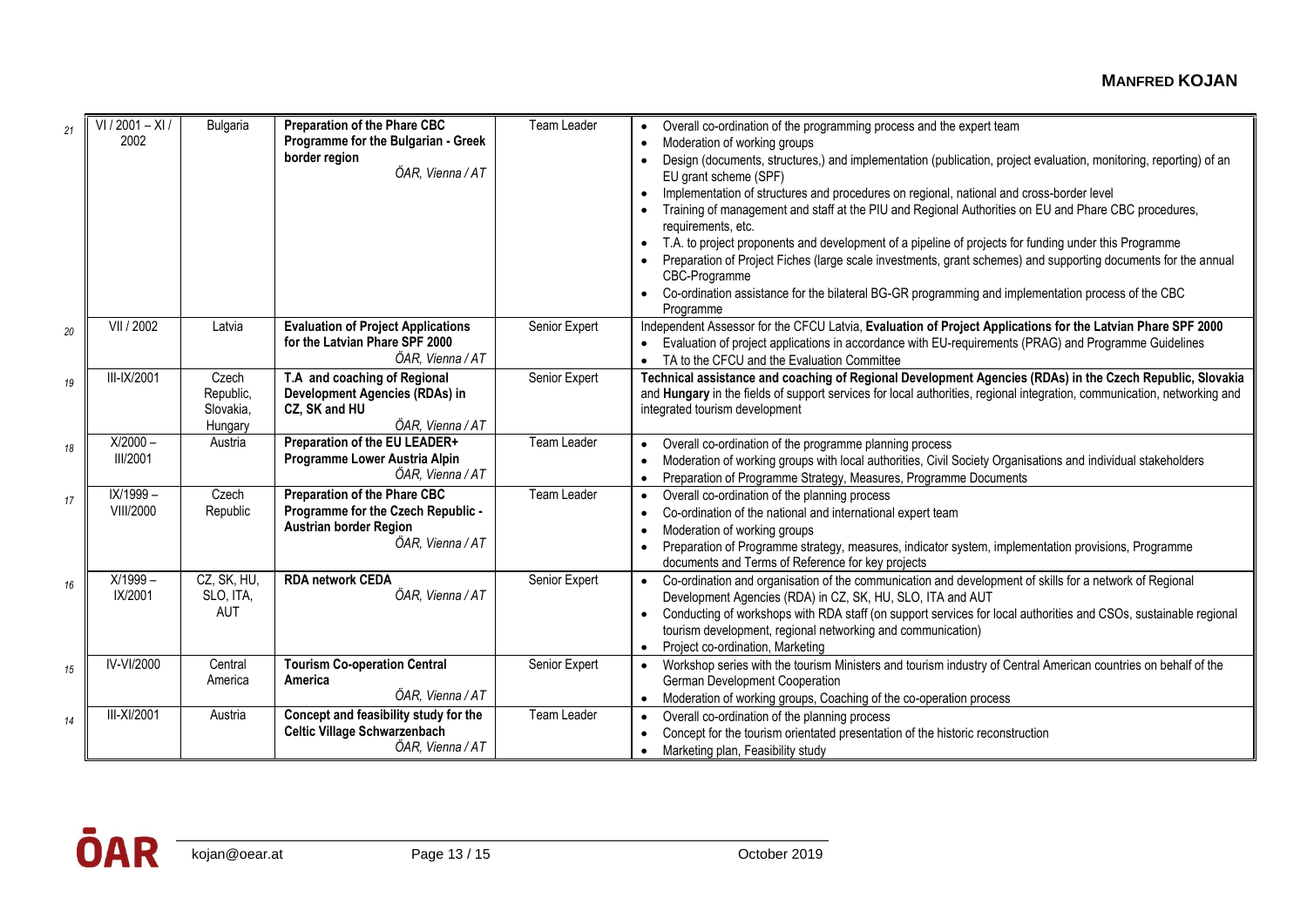| | | | | | |
|---|---|---|---|---|---|
| 21 | VI / 2001 – XI / 2002 | Bulgaria | **Preparation of the Phare CBC Programme for the Bulgarian - Greek border region**<br>*ÖAR, Vienna / AT* | Team Leader | • Overall co-ordination of the programming process and the expert team<br>• Moderation of working groups<br>• Design (documents, structures,) and implementation (publication, project evaluation, monitoring, reporting) of an EU grant scheme (SPF)<br>• Implementation of structures and procedures on regional, national and cross-border level<br>• Training of management and staff at the PIU and Regional Authorities on EU and Phare CBC procedures, requirements, etc.<br>• T.A. to project proponents and development of a pipeline of projects for funding under this Programme<br>• Preparation of Project Fiches (large scale investments, grant schemes) and supporting documents for the annual CBC-Programme<br>• Co-ordination assistance for the bilateral BG-GR programming and implementation process of the CBC Programme |
| 20 | VII / 2002 | Latvia | **Evaluation of Project Applications for the Latvian Phare SPF 2000**<br>*ÖAR, Vienna / AT* | Senior Expert | Independent Assessor for the CFCU Latvia, **Evaluation of Project Applications for the Latvian Phare SPF 2000**<br>• Evaluation of project applications in accordance with EU-requirements (PRAG) and Programme Guidelines<br>• TA to the CFCU and the Evaluation Committee |
| 19 | III-IX/2001 | Czech Republic, Slovakia, Hungary | **T.A and coaching of Regional Development Agencies (RDAs) in CZ, SK and HU**<br>*ÖAR, Vienna / AT* | Senior Expert | **Technical assistance and coaching of Regional Development Agencies (RDAs) in the Czech Republic, Slovakia** and **Hungary** in the fields of support services for local authorities, regional integration, communication, networking and integrated tourism development |
| 18 | X/2000 – III/2001 | Austria | **Preparation of the EU LEADER+ Programme Lower Austria Alpin**<br>*ÖAR, Vienna / AT* | Team Leader | • Overall co-ordination of the programme planning process<br>• Moderation of working groups with local authorities, Civil Society Organisations and individual stakeholders<br>• Preparation of Programme Strategy, Measures, Programme Documents |
| 17 | IX/1999 – VIII/2000 | Czech Republic | **Preparation of the Phare CBC Programme for the Czech Republic - Austrian border Region**<br>*ÖAR, Vienna / AT* | Team Leader | • Overall co-ordination of the planning process<br>• Co-ordination of the national and international expert team<br>• Moderation of working groups<br>• Preparation of Programme strategy, measures, indicator system, implementation provisions, Programme documents and Terms of Reference for key projects |
| 16 | X/1999 – IX/2001 | CZ, SK, HU, SLO, ITA, AUT | **RDA network CEDA**<br>*ÖAR, Vienna / AT* | Senior Expert | • Co-ordination and organisation of the communication and development of skills for a network of Regional Development Agencies (RDA) in CZ, SK, HU, SLO, ITA and AUT<br>• Conducting of workshops with RDA staff (on support services for local authorities and CSOs, sustainable regional tourism development, regional networking and communication)<br>• Project co-ordination, Marketing |
| 15 | IV-VI/2000 | Central America | **Tourism Co-operation Central America**<br>*ÖAR, Vienna / AT* | Senior Expert | • Workshop series with the tourism Ministers and tourism industry of Central American countries on behalf of the German Development Cooperation<br>• Moderation of working groups, Coaching of the co-operation process |
| 14 | III-XI/2001 | Austria | **Concept and feasibility study for the Celtic Village Schwarzenbach**<br>*ÖAR, Vienna / AT* | Team Leader | • Overall co-ordination of the planning process<br>• Concept for the tourism orientated presentation of the historic reconstruction<br>• Marketing plan, Feasibility study |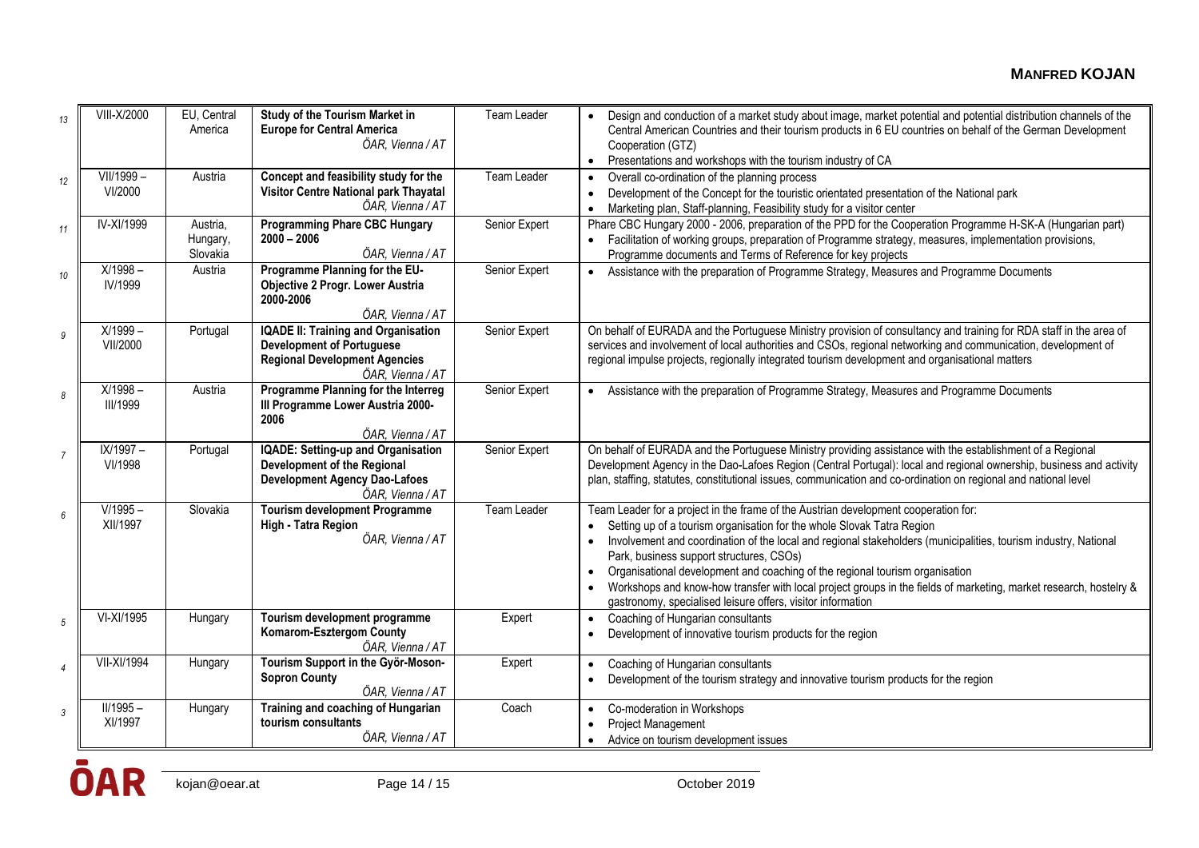| 13 | VIII-X/2000 | EU, Central America | **Study of the Tourism Market in Europe for Central America** *ÖAR, Vienna / AT* | Team Leader | • Design and conduction of a market study about image, market potential and potential distribution channels of the Central American Countries and their tourism products in 6 EU countries on behalf of the German Development Cooperation (GTZ)<br>• Presentations and workshops with the tourism industry of CA |
|---|---|---|---|---|---|
| 12 | VII/1999 – VI/2000 | Austria | **Concept and feasibility study for the Visitor Centre National park Thayatal** *ÖAR, Vienna / AT* | Team Leader | • Overall co-ordination of the planning process<br>• Development of the Concept for the touristic orientated presentation of the National park<br>• Marketing plan, Staff-planning, Feasibility study for a visitor center |
| 11 | IV-XI/1999 | Austria, Hungary, Slovakia | **Programming Phare CBC Hungary 2000 – 2006** *ÖAR, Vienna / AT* | Senior Expert | Phare CBC Hungary 2000 - 2006, preparation of the PPD for the Cooperation Programme H-SK-A (Hungarian part)<br>• Facilitation of working groups, preparation of Programme strategy, measures, implementation provisions, Programme documents and Terms of Reference for key projects |
| 10 | X/1998 – IV/1999 | Austria | **Programme Planning for the EU-Objective 2 Progr. Lower Austria 2000-2006** *ÖAR, Vienna / AT* | Senior Expert | • Assistance with the preparation of Programme Strategy, Measures and Programme Documents |
| 9 | X/1999 – VII/2000 | Portugal | **IQADE II: Training and Organisation Development of Portuguese Regional Development Agencies** *ÖAR, Vienna / AT* | Senior Expert | On behalf of EURADA and the Portuguese Ministry provision of consultancy and training for RDA staff in the area of services and involvement of local authorities and CSOs, regional networking and communication, development of regional impulse projects, regionally integrated tourism development and organisational matters |
| 8 | X/1998 – III/1999 | Austria | **Programme Planning for the Interreg III Programme Lower Austria 2000-2006** *ÖAR, Vienna / AT* | Senior Expert | • Assistance with the preparation of Programme Strategy, Measures and Programme Documents |
| 7 | IX/1997 – VI/1998 | Portugal | **IQADE: Setting-up and Organisation Development of the Regional Development Agency Dao-Lafoes** *ÖAR, Vienna / AT* | Senior Expert | On behalf of EURADA and the Portuguese Ministry providing assistance with the establishment of a Regional Development Agency in the Dao-Lafoes Region (Central Portugal): local and regional ownership, business and activity plan, staffing, statutes, constitutional issues, communication and co-ordination on regional and national level |
| 6 | V/1995 – XII/1997 | Slovakia | **Tourism development Programme High - Tatra Region** *ÖAR, Vienna / AT* | Team Leader | Team Leader for a project in the frame of the Austrian development cooperation for:<br>• Setting up of a tourism organisation for the whole Slovak Tatra Region<br>• Involvement and coordination of the local and regional stakeholders (municipalities, tourism industry, National Park, business support structures, CSOs)<br>• Organisational development and coaching of the regional tourism organisation<br>• Workshops and know-how transfer with local project groups in the fields of marketing, market research, hostelry & gastronomy, specialised leisure offers, visitor information |
| 5 | VI-XI/1995 | Hungary | **Tourism development programme Komarom-Esztergom County** *ÖAR, Vienna / AT* | Expert | • Coaching of Hungarian consultants<br>• Development of innovative tourism products for the region |
| 4 | VII-XI/1994 | Hungary | **Tourism Support in the Györ-Moson-Sopron County** *ÖAR, Vienna / AT* | Expert | • Coaching of Hungarian consultants<br>• Development of the tourism strategy and innovative tourism products for the region |
| 3 | II/1995 – XI/1997 | Hungary | **Training and coaching of Hungarian tourism consultants** *ÖAR, Vienna / AT* | Coach | • Co-moderation in Workshops<br>• Project Management<br>• Advice on tourism development issues |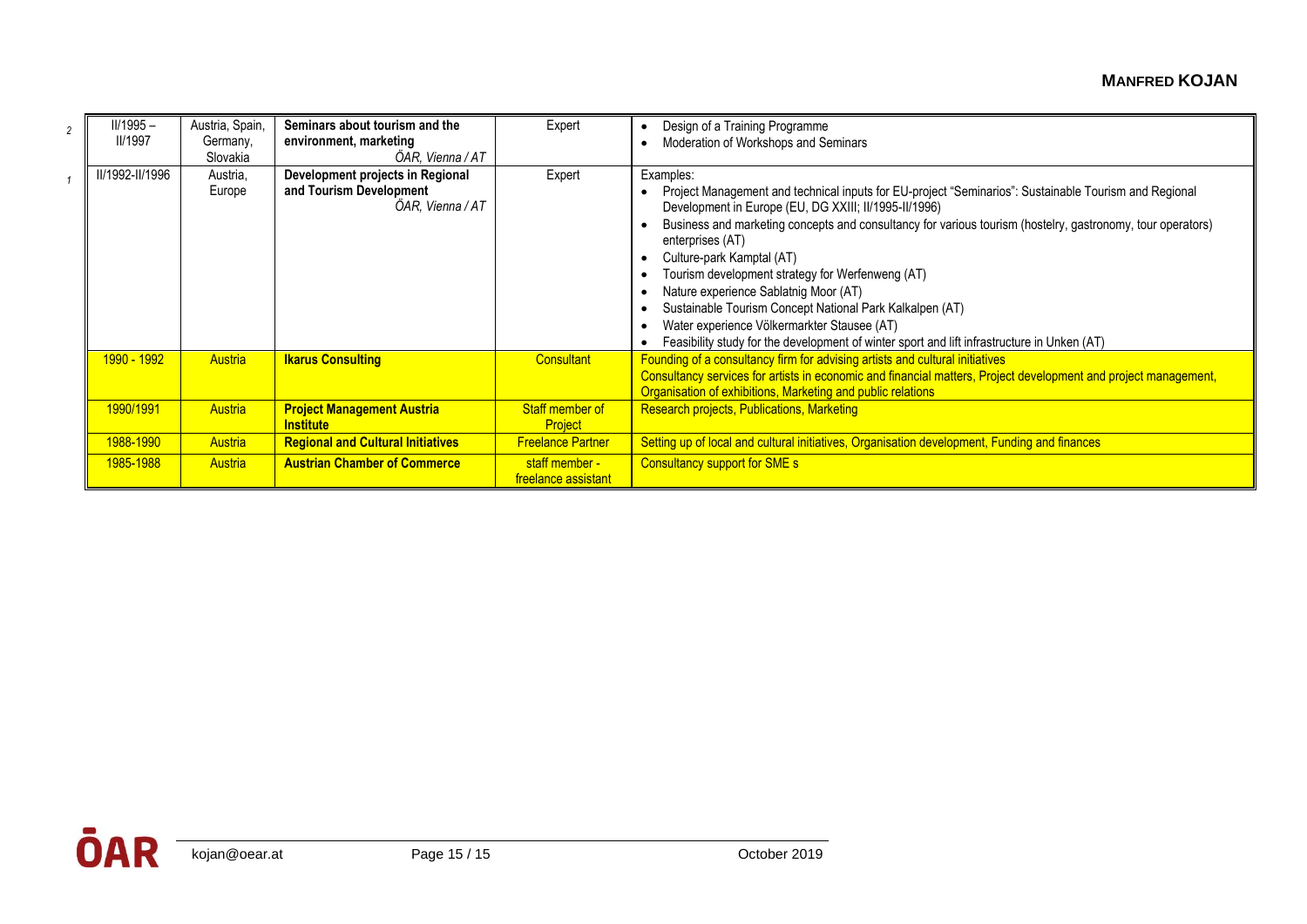| | | | | | |
|---|---|---|---|---|---|
| 2 | II/1995 – II/1997 | Austria, Spain, Germany, Slovakia | **Seminars about tourism and the environment, marketing** *ÖAR, Vienna / AT* | Expert | • Design of a Training Programme<br>• Moderation of Workshops and Seminars |
| 1 | II/1992-II/1996 | Austria, Europe | **Development projects in Regional and Tourism Development** *ÖAR, Vienna / AT* | Expert | Examples:<br>• Project Management and technical inputs for EU-project "Seminarios": Sustainable Tourism and Regional Development in Europe (EU, DG XXIII; II/1995-II/1996)<br>• Business and marketing concepts and consultancy for various tourism (hostelry, gastronomy, tour operators) enterprises (AT)<br>• Culture-park Kamptal (AT)<br>• Tourism development strategy for Werfenweng (AT)<br>• Nature experience Sablatnig Moor (AT)<br>• Sustainable Tourism Concept National Park Kalkalpen (AT)<br>• Water experience Völkermarkter Stausee (AT)<br>• Feasibility study for the development of winter sport and lift infrastructure in Unken (AT) |
| | 1990 - 1992 | Austria | **Ikarus Consulting** | Consultant | Founding of a consultancy firm for advising artists and cultural initiatives<br>Consultancy services for artists in economic and financial matters, Project development and project management, Organisation of exhibitions, Marketing and public relations |
| | 1990/1991 | Austria | **Project Management Austria Institute** | Staff member of Project | Research projects, Publications, Marketing |
| | 1988-1990 | Austria | **Regional and Cultural Initiatives** | Freelance Partner | Setting up of local and cultural initiatives, Organisation development, Funding and finances |
| | 1985-1988 | Austria | **Austrian Chamber of Commerce** | staff member - freelance assistant | Consultancy support for SME s |